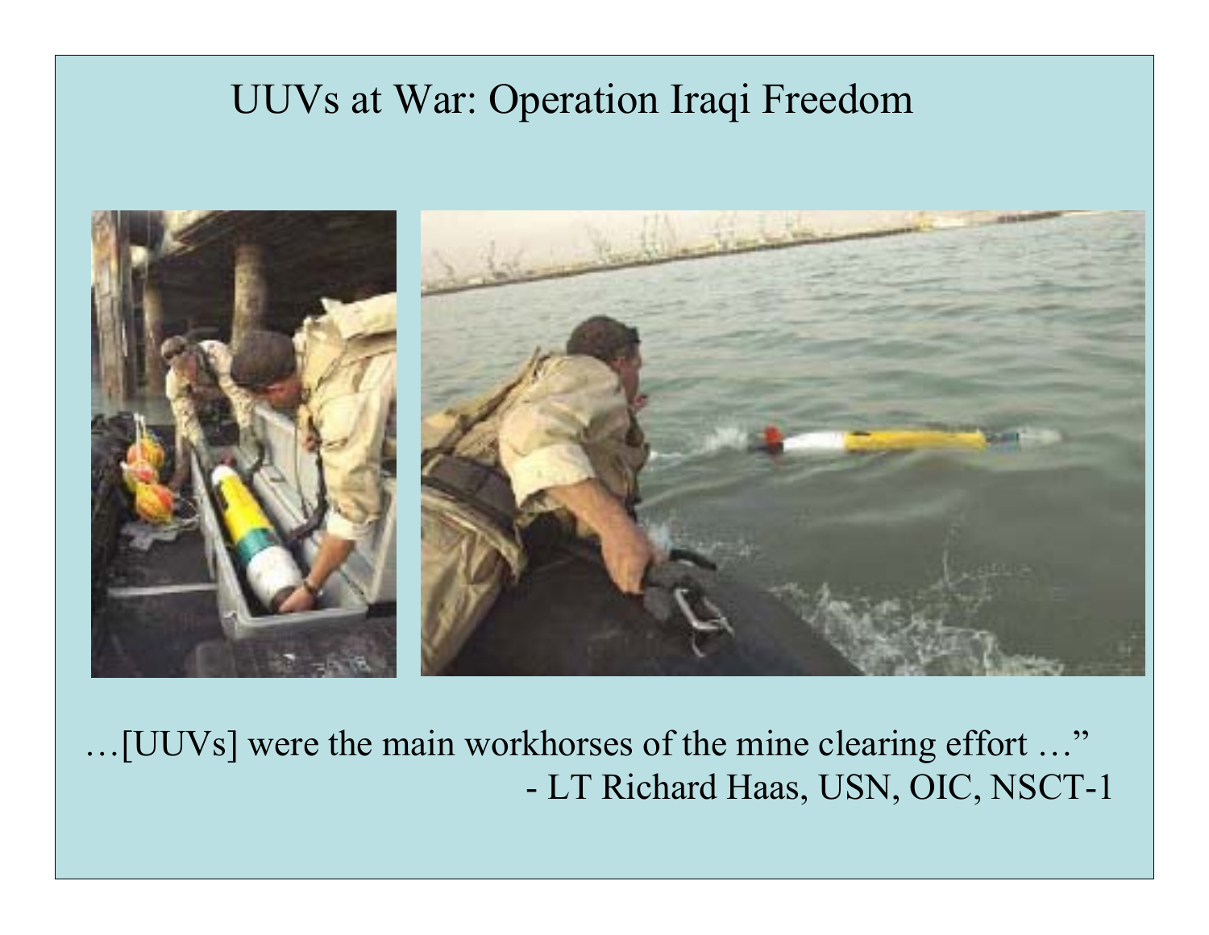# UUVs at War: Operation Iraqi Freedom

…[UUVs] were the main workhorses of the mine clearing effort …"

- LT Richard Haas, USN, OIC, NSCT-1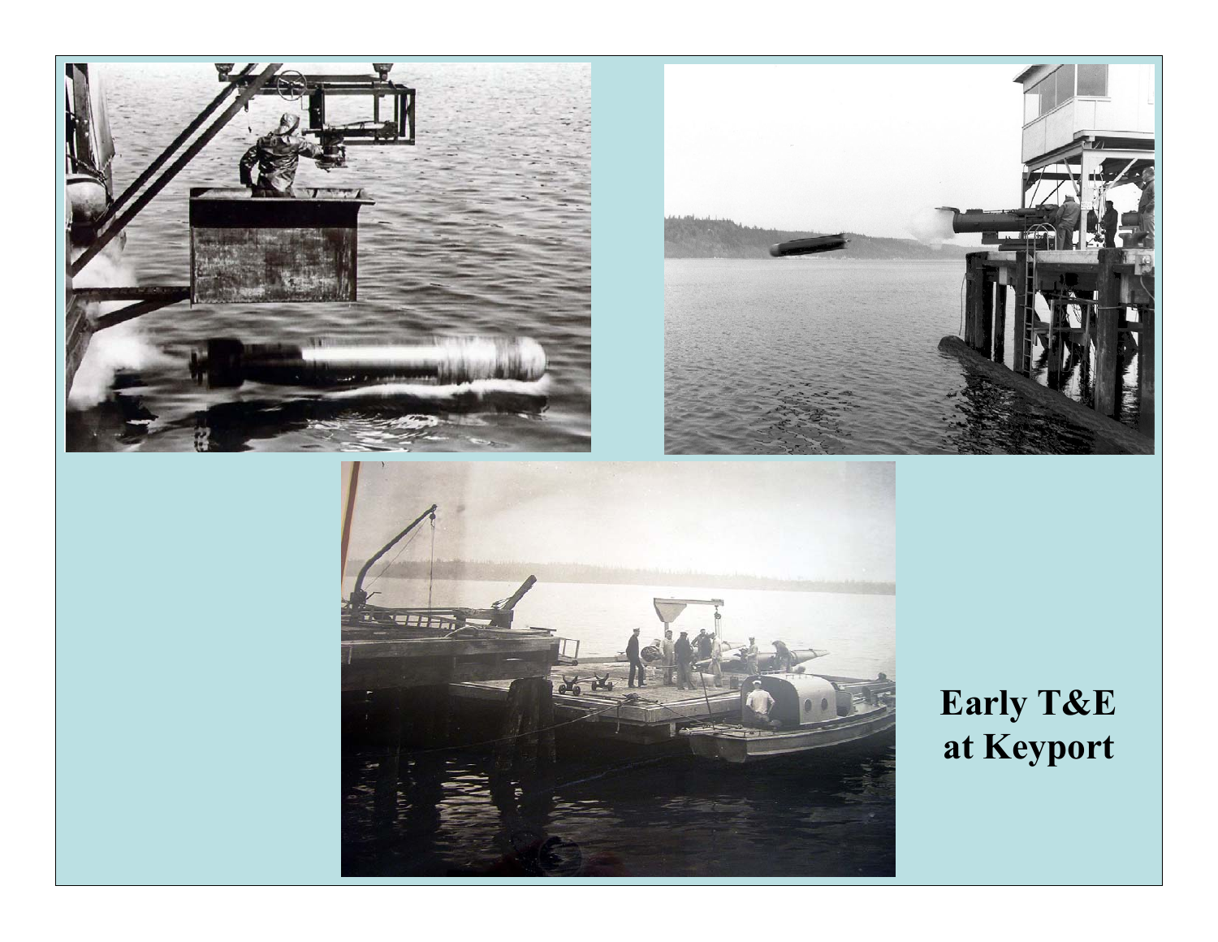**Early T&E at Keyport**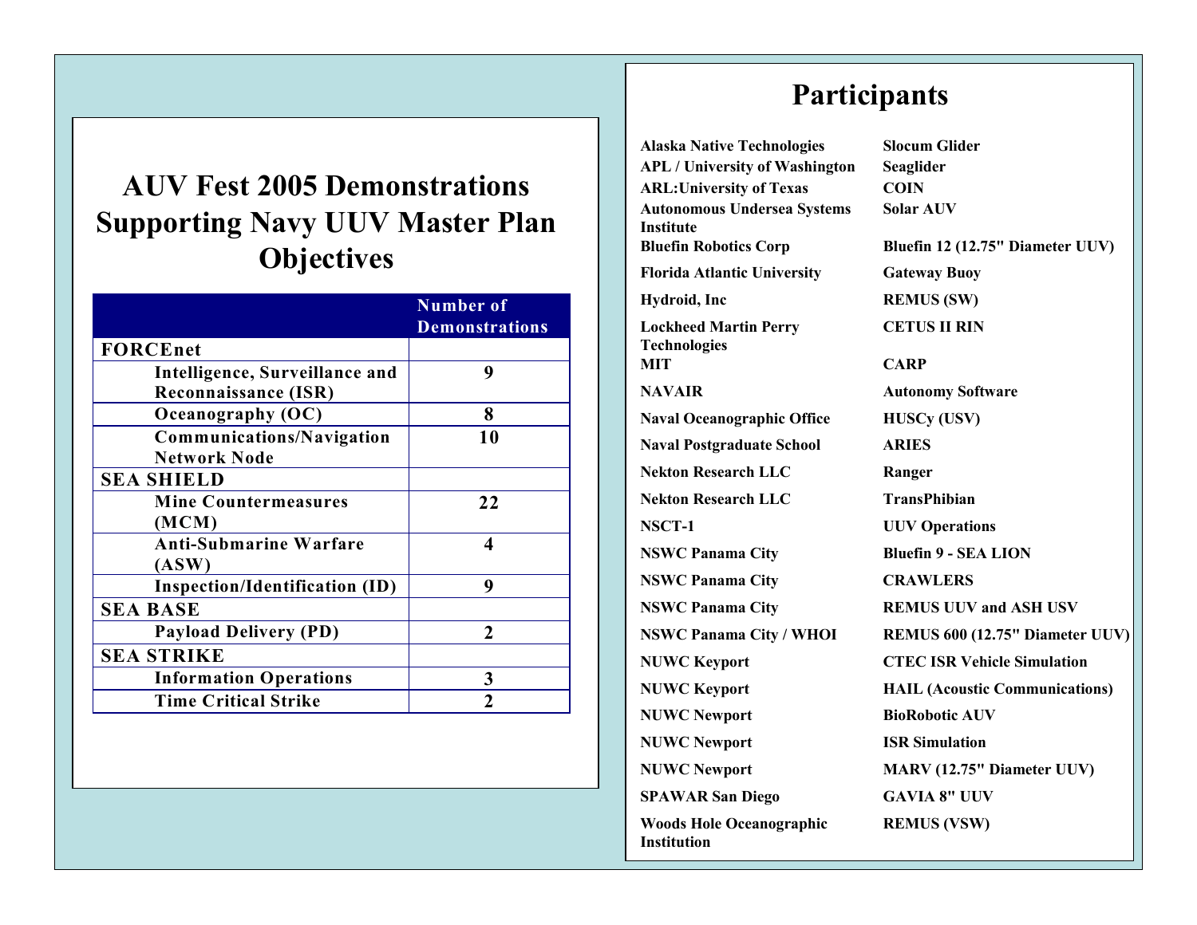## AUV Fest 2005 Demonstrations Supporting Navy UUV Master Plan Objectives

| | Number of Demonstrations |
|---|---|
| **FORCEnet** | |
| Intelligence, Surveillance and Reconnaissance (ISR) | 9 |
| Oceanography (OC) | 8 |
| Communications/Navigation Network Node | 10 |
| **SEA SHIELD** | |
| Mine Countermeasures (MCM) | 22 |
| Anti-Submarine Warfare (ASW) | 4 |
| Inspection/Identification (ID) | 9 |
| **SEA BASE** | |
| Payload Delivery (PD) | 2 |
| **SEA STRIKE** | |
| Information Operations | 3 |
| Time Critical Strike | 2 |

## Participants

| Participant | Demonstration |
|---|---|
| Alaska Native Technologies | Slocum Glider |
| APL / University of Washington | Seaglider |
| ARL:University of Texas | COIN |
| Autonomous Undersea Systems Institute | Solar AUV |
| Bluefin Robotics Corp | Bluefin 12 (12.75" Diameter UUV) |
| Florida Atlantic University | Gateway Buoy |
| Hydroid, Inc | REMUS (SW) |
| Lockheed Martin Perry Technologies | CETUS II RIN |
| MIT | CARP |
| NAVAIR | Autonomy Software |
| Naval Oceanographic Office | HUSCy (USV) |
| Naval Postgraduate School | ARIES |
| Nekton Research LLC | Ranger |
| Nekton Research LLC | TransPhibian |
| NSCT-1 | UUV Operations |
| NSWC Panama City | Bluefin 9 - SEA LION |
| NSWC Panama City | CRAWLERS |
| NSWC Panama City | REMUS UUV and ASH USV |
| NSWC Panama City / WHOI | REMUS 600 (12.75" Diameter UUV) |
| NUWC Keyport | CTEC ISR Vehicle Simulation |
| NUWC Keyport | HAIL (Acoustic Communications) |
| NUWC Newport | BioRobotic AUV |
| NUWC Newport | ISR Simulation |
| NUWC Newport | MARV (12.75" Diameter UUV) |
| SPAWAR San Diego | GAVIA 8" UUV |
| Woods Hole Oceanographic Institution | REMUS (VSW) |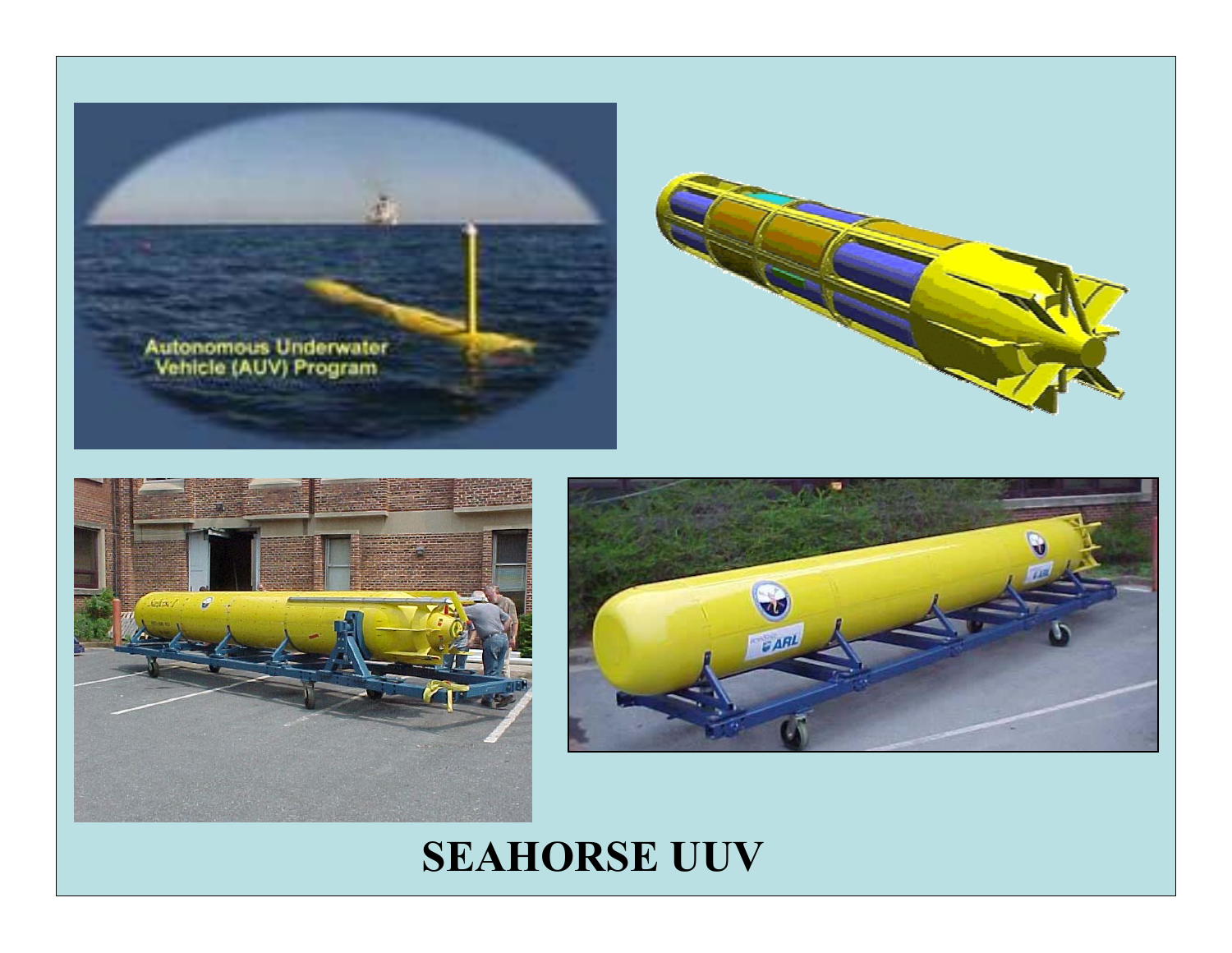**SEAHORSE UUV**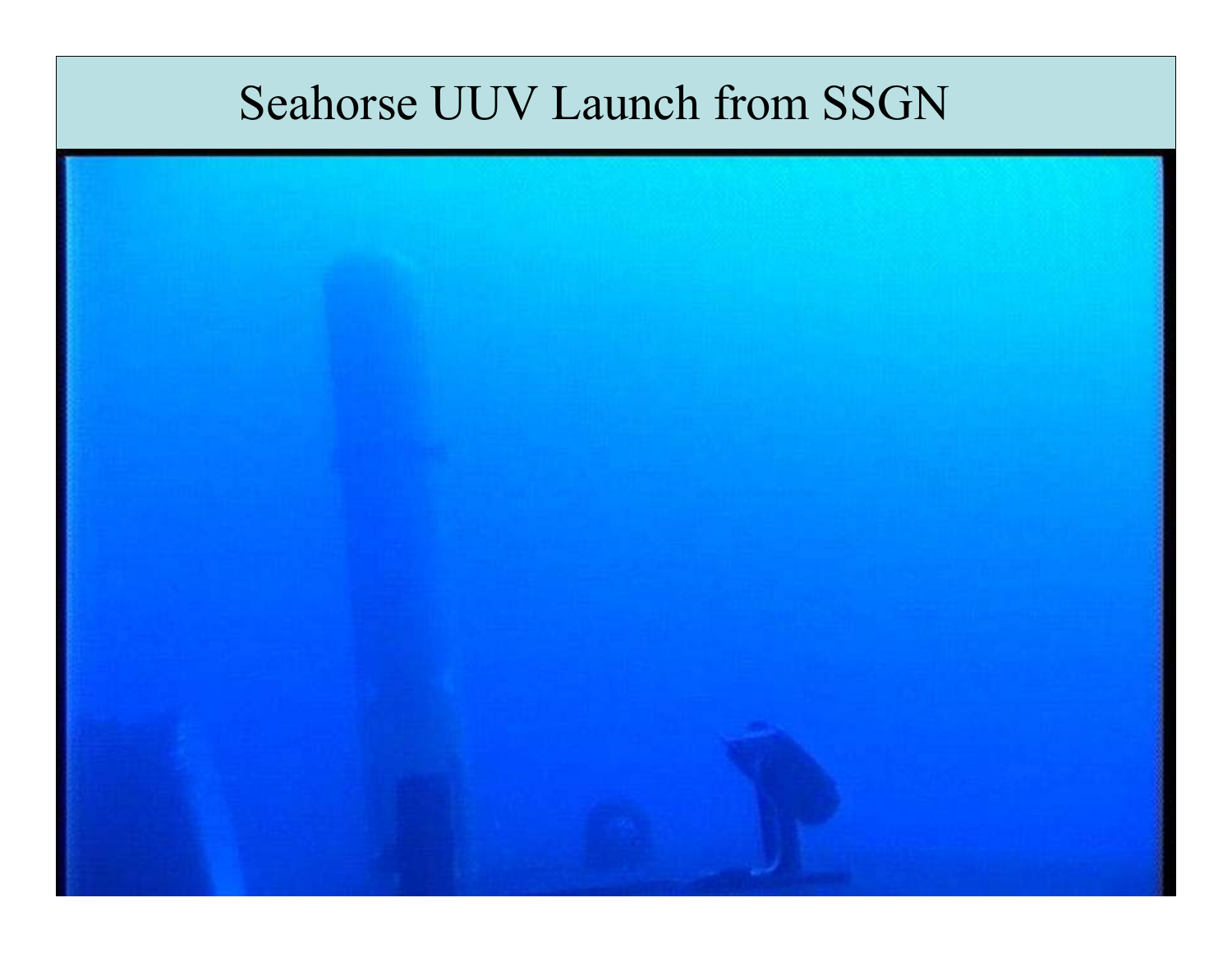# Seahorse UUV Launch from SSGN